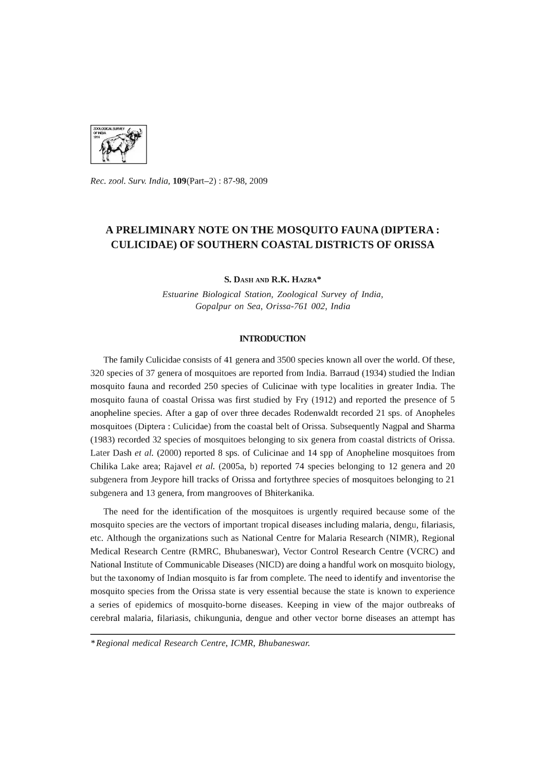*Rec. zool. Surv. India*, **109**(Part–2) : 87-98, 2009

# A PRELIMINARY NOTE ON THE MOSQUITO FAUNA (DIPTERA : CULICIDAE) OF SOUTHERN COASTAL DISTRICTS OF ORISSA

S. Dash and R.K. Hazra*

*Estuarine Biological Station, Zoological Survey of India, Gopalpur on Sea, Orissa-761 002, India*

## INTRODUCTION

The family Culicidae consists of 41 genera and 3500 species known all over the world. Of these, 320 species of 37 genera of mosquitoes are reported from India. Barraud (1934) studied the Indian mosquito fauna and recorded 250 species of Culicinae with type localities in greater India. The mosquito fauna of coastal Orissa was first studied by Fry (1912) and reported the presence of 5 anopheline species. After a gap of over three decades Rodenwaldt recorded 21 sps. of Anopheles mosquitoes (Diptera : Culicidae) from the coastal belt of Orissa. Subsequently Nagpal and Sharma (1983) recorded 32 species of mosquitoes belonging to six genera from coastal districts of Orissa. Later Dash *et al.* (2000) reported 8 sps. of Culicinae and 14 spp of Anopheline mosquitoes from Chilika Lake area; Rajavel *et al.* (2005a, b) reported 74 species belonging to 12 genera and 20 subgenera from Jeypore hill tracks of Orissa and fortythree species of mosquitoes belonging to 21 subgenera and 13 genera, from mangrooves of Bhiterkanika.

The need for the identification of the mosquitoes is urgently required because some of the mosquito species are the vectors of important tropical diseases including malaria, dengu, filariasis, etc. Although the organizations such as National Centre for Malaria Research (NIMR), Regional Medical Research Centre (RMRC, Bhubaneswar), Vector Control Research Centre (VCRC) and National Institute of Communicable Diseases (NICD) are doing a handful work on mosquito biology, but the taxonomy of Indian mosquito is far from complete. The need to identify and inventorise the mosquito species from the Orissa state is very essential because the state is known to experience a series of epidemics of mosquito-borne diseases. Keeping in view of the major outbreaks of cerebral malaria, filariasis, chikungunia, dengue and other vector borne diseases an attempt has

---

**Regional medical Research Centre, ICMR, Bhubaneswar.*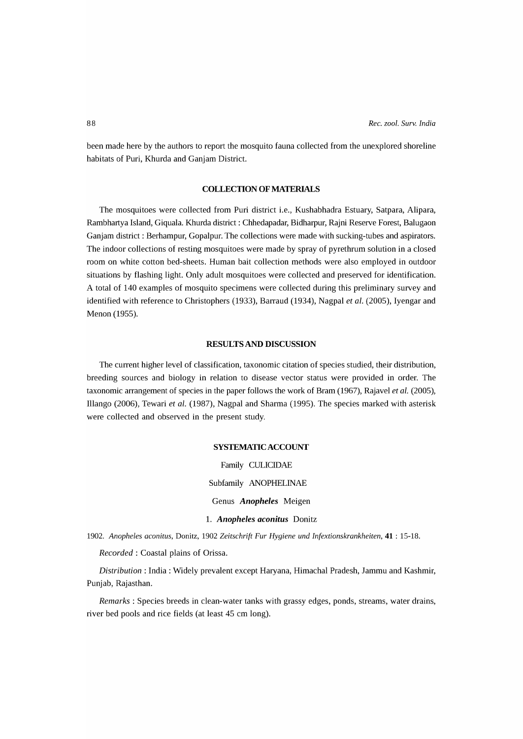been made here by the authors to report the mosquito fauna collected from the unexplored shoreline habitats of Puri, Khurda and Ganjam District.

## COLLECTION OF MATERIALS

The mosquitoes were collected from Puri district i.e., Kushabhadra Estuary, Satpara, Alipara, Rambhartya Island, Giquala. Khurda district : Chhedapadar, Bidharpur, Rajni Reserve Forest, Balugaon Ganjam district : Berhampur, Gopalpur. The collections were made with sucking-tubes and aspirators. The indoor collections of resting mosquitoes were made by spray of pyrethrum solution in a closed room on white cotton bed-sheets. Human bait collection methods were also employed in outdoor situations by flashing light. Only adult mosquitoes were collected and preserved for identification. A total of 140 examples of mosquito specimens were collected during this preliminary survey and identified with reference to Christophers (1933), Barraud (1934), Nagpal *et al.* (2005), Iyengar and Menon (1955).

## RESULTS AND DISCUSSION

The current higher level of classification, taxonomic citation of species studied, their distribution, breeding sources and biology in relation to disease vector status were provided in order. The taxonomic arrangement of species in the paper follows the work of Bram (1967), Rajavel *et al.* (2005), Illango (2006), Tewari *et al.* (1987), Nagpal and Sharma (1995). The species marked with asterisk were collected and observed in the present study.

## SYSTEMATIC ACCOUNT

Family CULICIDAE

Subfamily ANOPHELINAE

Genus ***Anopheles*** Meigen

1. ***Anopheles aconitus*** Donitz

1902. *Anopheles aconitus*, Donitz, 1902 *Zeitschrift Fur Hygiene und Infextionskrankheiten*, **41** : 15-18.

*Recorded* : Coastal plains of Orissa.

*Distribution* : India : Widely prevalent except Haryana, Himachal Pradesh, Jammu and Kashmir, Punjab, Rajasthan.

*Remarks* : Species breeds in clean-water tanks with grassy edges, ponds, streams, water drains, river bed pools and rice fields (at least 45 cm long).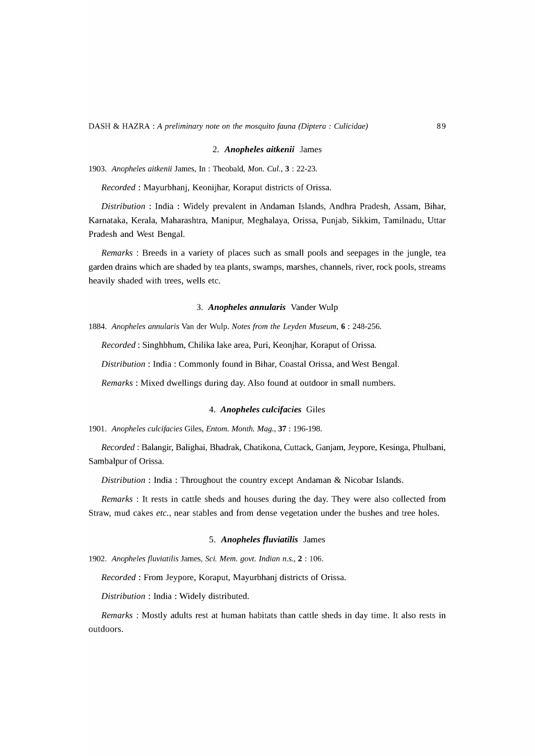### 2. ***Anopheles aitkenii*** James

1903. *Anopheles aitkenii* James, In : Theobald, *Mon. Cul.*, **3** : 22-23.

*Recorded* : Mayurbhanj, Keonijhar, Koraput districts of Orissa.

*Distribution* : India : Widely prevalent in Andaman Islands, Andhra Pradesh, Assam, Bihar, Karnataka, Kerala, Maharashtra, Manipur, Meghalaya, Orissa, Punjab, Sikkim, Tamilnadu, Uttar Pradesh and West Bengal.

*Remarks* : Breeds in a variety of places such as small pools and seepages in the jungle, tea garden drains which are shaded by tea plants, swamps, marshes, channels, river, rock pools, streams heavily shaded with trees, wells etc.

### 3. ***Anopheles annularis*** Vander Wulp

1884. *Anopheles annularis* Van der Wulp. *Notes from the Leyden Museum*, **6** : 248-256.

*Recorded* : Singhbhum, Chilika lake area, Puri, Keonjhar, Koraput of Orissa.

*Distribution* : India : Commonly found in Bihar, Coastal Orissa, and West Bengal.

*Remarks* : Mixed dwellings during day. Also found at outdoor in small numbers.

### 4. ***Anopheles culcifacies*** Giles

1901. *Anopheles culcifacies* Giles, *Entom. Month. Mag.*, **37** : 196-198.

*Recorded* : Balangir, Balighai, Bhadrak, Chatikona, Cuttack, Ganjam, Jeypore, Kesinga, Phulbani, Sambalpur of Orissa.

*Distribution* : India : Throughout the country except Andaman & Nicobar Islands.

*Remarks* : It rests in cattle sheds and houses during the day. They were also collected from Straw, mud cakes *etc.*, near stables and from dense vegetation under the bushes and tree holes.

### 5. ***Anopheles fluviatilis*** James

1902. *Anopheles fluviatilis* James, *Sci. Mem. govt. Indian n.s.*, **2** : 106.

*Recorded* : From Jeypore, Koraput, Mayurbhanj districts of Orissa.

*Distribution* : India : Widely distributed.

*Remarks* : Mostly adults rest at human habitats than cattle sheds in day time. It also rests in outdoors.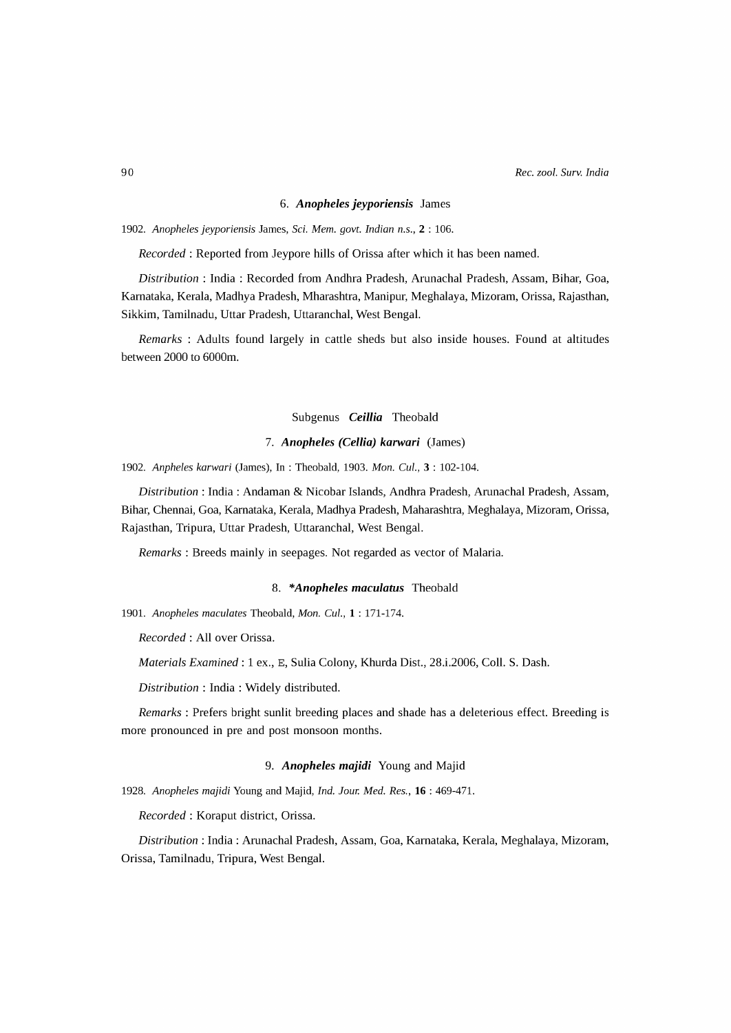### 6. *Anopheles jeyporiensis* James

1902. *Anopheles jeyporiensis* James, *Sci. Mem. govt. Indian n.s.*, **2** : 106.

*Recorded* : Reported from Jeypore hills of Orissa after which it has been named.

*Distribution* : India : Recorded from Andhra Pradesh, Arunachal Pradesh, Assam, Bihar, Goa, Karnataka, Kerala, Madhya Pradesh, Mharashtra, Manipur, Meghalaya, Mizoram, Orissa, Rajasthan, Sikkim, Tamilnadu, Uttar Pradesh, Uttaranchal, West Bengal.

*Remarks* : Adults found largely in cattle sheds but also inside houses. Found at altitudes between 2000 to 6000m.

## Subgenus *Ceillia* Theobald

### 7. *Anopheles (Cellia) karwari* (James)

1902. *Anpheles karwari* (James), In : Theobald, 1903. *Mon. Cul.*, **3** : 102-104.

*Distribution* : India : Andaman & Nicobar Islands, Andhra Pradesh, Arunachal Pradesh, Assam, Bihar, Chennai, Goa, Karnataka, Kerala, Madhya Pradesh, Maharashtra, Meghalaya, Mizoram, Orissa, Rajasthan, Tripura, Uttar Pradesh, Uttaranchal, West Bengal.

*Remarks* : Breeds mainly in seepages. Not regarded as vector of Malaria.

### 8. **Anopheles maculatus* Theobald

1901. *Anopheles maculates* Theobald, *Mon. Cul.*, **1** : 171-174.

*Recorded* : All over Orissa.

*Materials Examined* : 1 ex., E, Sulia Colony, Khurda Dist., 28.i.2006, Coll. S. Dash.

*Distribution* : India : Widely distributed.

*Remarks* : Prefers bright sunlit breeding places and shade has a deleterious effect. Breeding is more pronounced in pre and post monsoon months.

### 9. *Anopheles majidi* Young and Majid

1928. *Anopheles majidi* Young and Majid, *Ind. Jour. Med. Res.*, **16** : 469-471.

*Recorded* : Koraput district, Orissa.

*Distribution* : India : Arunachal Pradesh, Assam, Goa, Karnataka, Kerala, Meghalaya, Mizoram, Orissa, Tamilnadu, Tripura, West Bengal.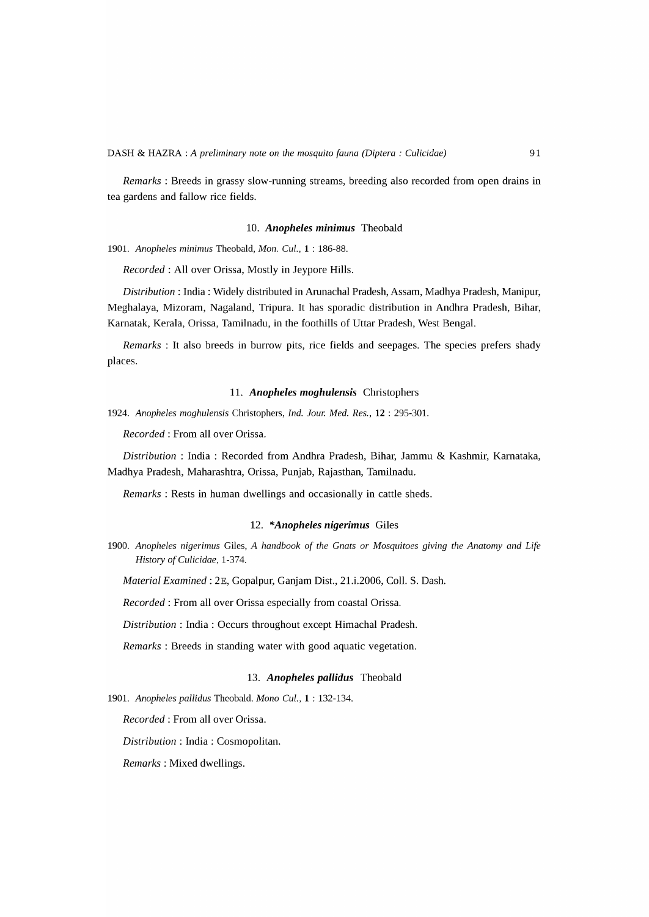*Remarks* : Breeds in grassy slow-running streams, breeding also recorded from open drains in tea gardens and fallow rice fields.

### 10. ***Anopheles minimus*** Theobald

1901. *Anopheles minimus* Theobald, *Mon. Cul.*, **1** : 186-88.

*Recorded* : All over Orissa, Mostly in Jeypore Hills.

*Distribution* : India : Widely distributed in Arunachal Pradesh, Assam, Madhya Pradesh, Manipur, Meghalaya, Mizoram, Nagaland, Tripura. It has sporadic distribution in Andhra Pradesh, Bihar, Karnatak, Kerala, Orissa, Tamilnadu, in the foothills of Uttar Pradesh, West Bengal.

*Remarks* : It also breeds in burrow pits, rice fields and seepages. The species prefers shady places.

### 11. ***Anopheles moghulensis*** Christophers

1924. *Anopheles moghulensis* Christophers, *Ind. Jour. Med. Res.*, **12** : 295-301.

*Recorded* : From all over Orissa.

*Distribution* : India : Recorded from Andhra Pradesh, Bihar, Jammu & Kashmir, Karnataka, Madhya Pradesh, Maharashtra, Orissa, Punjab, Rajasthan, Tamilnadu.

*Remarks* : Rests in human dwellings and occasionally in cattle sheds.

### 12. ***\*Anopheles nigerimus*** Giles

1900. *Anopheles nigerimus* Giles, *A handbook of the Gnats or Mosquitoes giving the Anatomy and Life History of Culicidae*, 1-374.

*Material Examined* : 2E, Gopalpur, Ganjam Dist., 21.i.2006, Coll. S. Dash.

*Recorded* : From all over Orissa especially from coastal Orissa.

*Distribution* : India : Occurs throughout except Himachal Pradesh.

*Remarks* : Breeds in standing water with good aquatic vegetation.

### 13. ***Anopheles pallidus*** Theobald

1901. *Anopheles pallidus* Theobald. *Mono Cul.*, **1** : 132-134.

*Recorded* : From all over Orissa.

*Distribution* : India : Cosmopolitan.

*Remarks* : Mixed dwellings.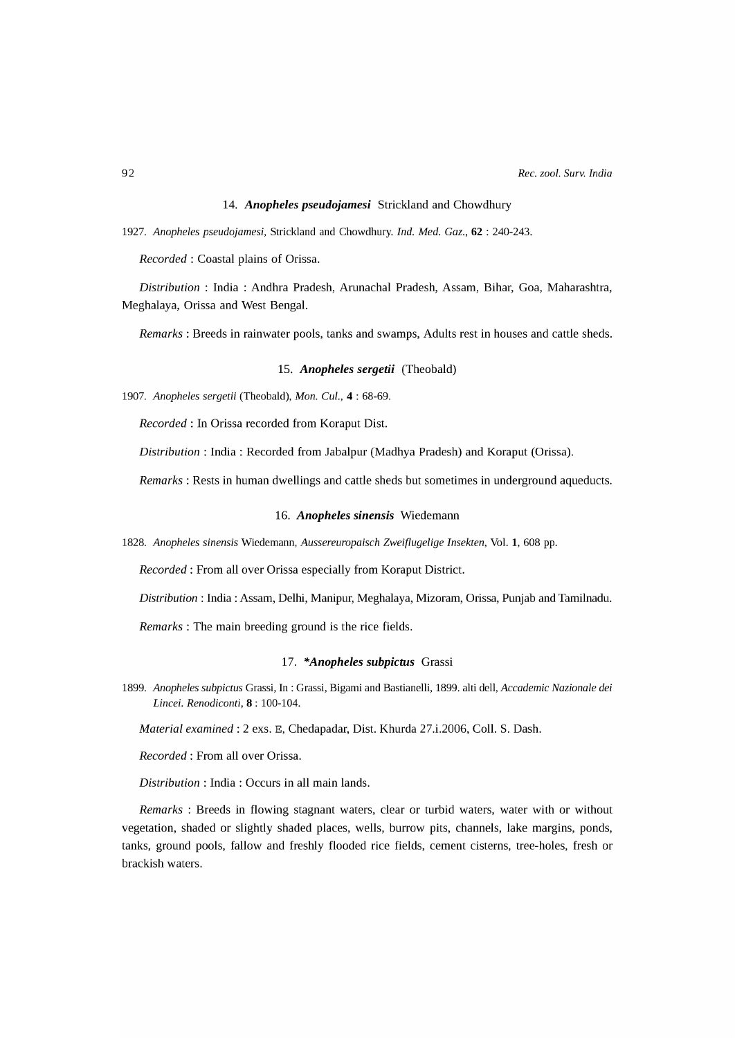### 14. ***Anopheles pseudojamesi*** Strickland and Chowdhury

1927. *Anopheles pseudojamesi*, Strickland and Chowdhury. *Ind. Med. Gaz.*, **62** : 240-243.

*Recorded* : Coastal plains of Orissa.

*Distribution* : India : Andhra Pradesh, Arunachal Pradesh, Assam, Bihar, Goa, Maharashtra, Meghalaya, Orissa and West Bengal.

*Remarks* : Breeds in rainwater pools, tanks and swamps, Adults rest in houses and cattle sheds.

### 15. ***Anopheles sergetii*** (Theobald)

1907. *Anopheles sergetii* (Theobald), *Mon. Cul.*, **4** : 68-69.

*Recorded* : In Orissa recorded from Koraput Dist.

*Distribution* : India : Recorded from Jabalpur (Madhya Pradesh) and Koraput (Orissa).

*Remarks* : Rests in human dwellings and cattle sheds but sometimes in underground aqueducts.

### 16. ***Anopheles sinensis*** Wiedemann

1828. *Anopheles sinensis* Wiedemann, *Aussereuropaisch Zweiflugelige Insekten*, Vol. **1**, 608 pp.

*Recorded* : From all over Orissa especially from Koraput District.

*Distribution* : India : Assam, Delhi, Manipur, Meghalaya, Mizoram, Orissa, Punjab and Tamilnadu.

*Remarks* : The main breeding ground is the rice fields.

### 17. ****Anopheles subpictus*** Grassi

1899. *Anopheles subpictus* Grassi, In : Grassi, Bigami and Bastianelli, 1899. alti dell, *Accademic Nazionale dei Lincei. Renodiconti*, **8** : 100-104.

*Material examined* : 2 exs. E, Chedapadar, Dist. Khurda 27.i.2006, Coll. S. Dash.

*Recorded* : From all over Orissa.

*Distribution* : India : Occurs in all main lands.

*Remarks* : Breeds in flowing stagnant waters, clear or turbid waters, water with or without vegetation, shaded or slightly shaded places, wells, burrow pits, channels, lake margins, ponds, tanks, ground pools, fallow and freshly flooded rice fields, cement cisterns, tree-holes, fresh or brackish waters.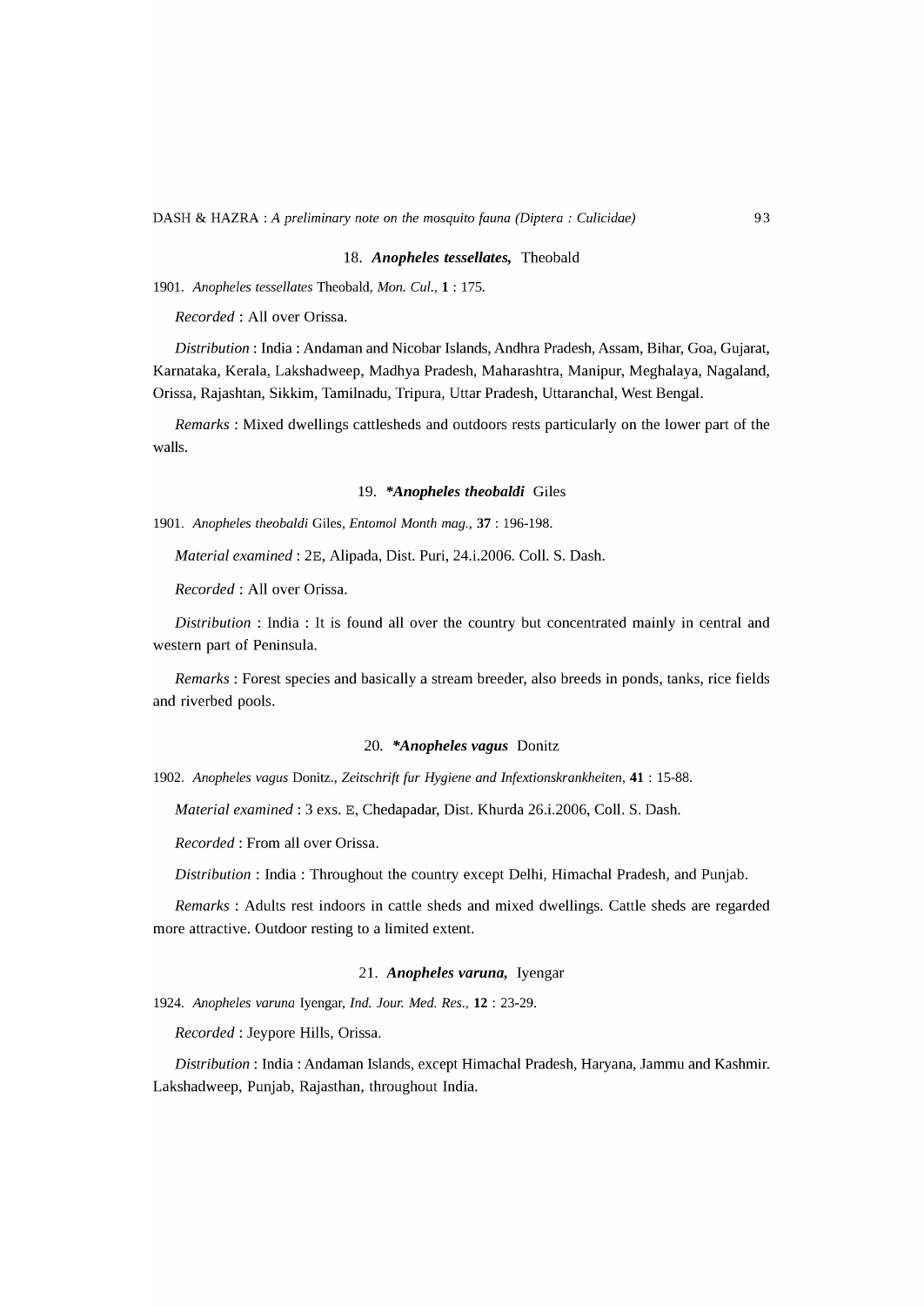### 18. ***Anopheles tessellates,*** Theobald

1901. *Anopheles tessellates* Theobald, *Mon. Cul.*, **1** : 175.

*Recorded* : All over Orissa.

*Distribution* : India : Andaman and Nicobar Islands, Andhra Pradesh, Assam, Bihar, Goa, Gujarat, Karnataka, Kerala, Lakshadweep, Madhya Pradesh, Maharashtra, Manipur, Meghalaya, Nagaland, Orissa, Rajashtan, Sikkim, Tamilnadu, Tripura, Uttar Pradesh, Uttaranchal, West Bengal.

*Remarks* : Mixed dwellings cattlesheds and outdoors rests particularly on the lower part of the walls.

### 19. ****Anopheles theobaldi*** Giles

1901. *Anopheles theobaldi* Giles, *Entomol Month mag.*, **37** : 196-198.

*Material examined* : 2E, Alipada, Dist. Puri, 24.i.2006. Coll. S. Dash.

*Recorded* : All over Orissa.

*Distribution* : India : It is found all over the country but concentrated mainly in central and western part of Peninsula.

*Remarks* : Forest species and basically a stream breeder, also breeds in ponds, tanks, rice fields and riverbed pools.

### 20. ****Anopheles vagus*** Donitz

1902. *Anopheles vagus* Donitz., *Zeitschrift fur Hygiene and Infextionskrankheiten*, **41** : 15-88.

*Material examined* : 3 exs. E, Chedapadar, Dist. Khurda 26.i.2006, Coll. S. Dash.

*Recorded* : From all over Orissa.

*Distribution* : India : Throughout the country except Delhi, Himachal Pradesh, and Punjab.

*Remarks* : Adults rest indoors in cattle sheds and mixed dwellings. Cattle sheds are regarded more attractive. Outdoor resting to a limited extent.

### 21. ***Anopheles varuna,*** Iyengar

1924. *Anopheles varuna* Iyengar, *Ind. Jour. Med. Res.*, **12** : 23-29.

*Recorded* : Jeypore Hills, Orissa.

*Distribution* : India : Andaman Islands, except Himachal Pradesh, Haryana, Jammu and Kashmir. Lakshadweep, Punjab, Rajasthan, throughout India.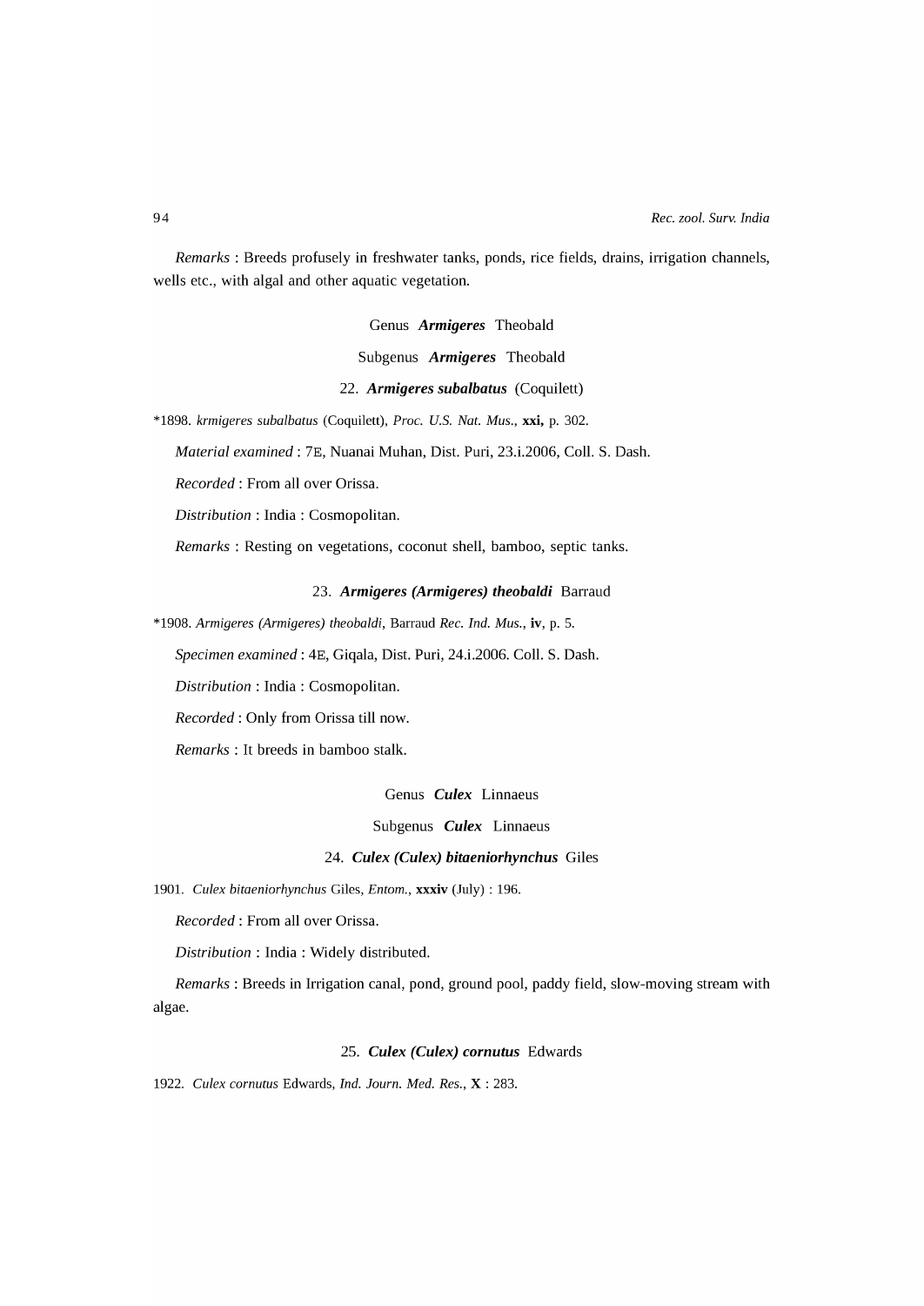*Remarks* : Breeds profusely in freshwater tanks, ponds, rice fields, drains, irrigation channels, wells etc., with algal and other aquatic vegetation.

Genus ***Armigeres*** Theobald

Subgenus ***Armigeres*** Theobald

22. ***Armigeres subalbatus*** (Coquilett)

*1898. *krmigeres subalbatus* (Coquilett), *Proc. U.S. Nat. Mus.*, **xxi,** p. 302.

*Material examined* : 7E, Nuanai Muhan, Dist. Puri, 23.i.2006, Coll. S. Dash.

*Recorded* : From all over Orissa.

*Distribution* : India : Cosmopolitan.

*Remarks* : Resting on vegetations, coconut shell, bamboo, septic tanks.

23. ***Armigeres (Armigeres) theobaldi*** Barraud

*1908. *Armigeres (Armigeres) theobaldi*, Barraud *Rec. Ind. Mus.*, **iv**, p. 5.

*Specimen examined* : 4E, Giqala, Dist. Puri, 24.i.2006. Coll. S. Dash.

*Distribution* : India : Cosmopolitan.

*Recorded* : Only from Orissa till now.

*Remarks* : It breeds in bamboo stalk.

Genus ***Culex*** Linnaeus

Subgenus ***Culex*** Linnaeus

24. ***Culex (Culex) bitaeniorhynchus*** Giles

1901. *Culex bitaeniorhynchus* Giles, *Entom.*, **xxxiv** (July) : 196.

*Recorded* : From all over Orissa.

*Distribution* : India : Widely distributed.

*Remarks* : Breeds in Irrigation canal, pond, ground pool, paddy field, slow-moving stream with algae.

25. ***Culex (Culex) cornutus*** Edwards

1922. *Culex cornutus* Edwards, *Ind. Journ. Med. Res.*, **X** : 283.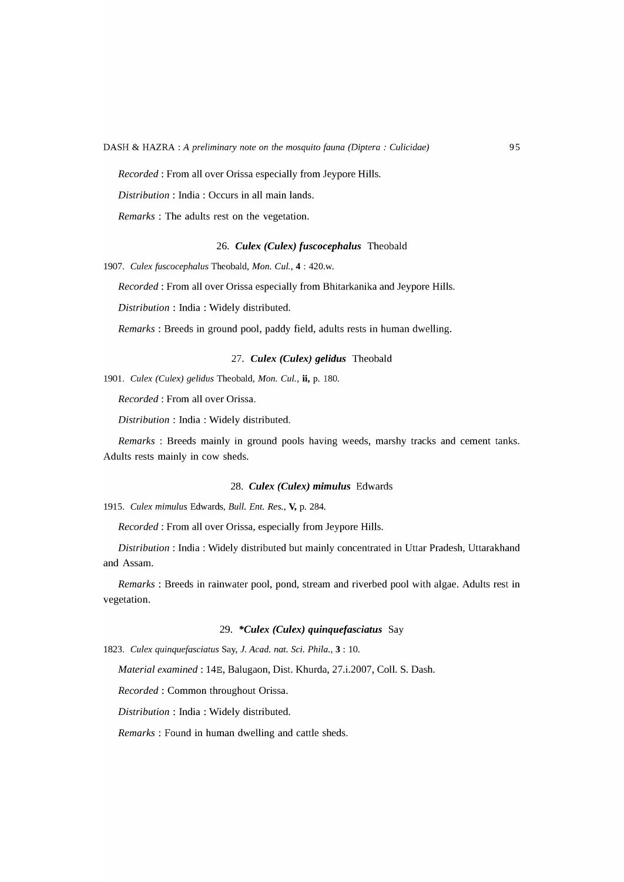*Recorded* : From all over Orissa especially from Jeypore Hills.

*Distribution* : India : Occurs in all main lands.

*Remarks* : The adults rest on the vegetation.

### 26. *Culex (Culex) fuscocephalus* Theobald

1907. *Culex fuscocephalus* Theobald, *Mon. Cul.*, **4** : 420.w.

*Recorded* : From all over Orissa especially from Bhitarkanika and Jeypore Hills.

*Distribution* : India : Widely distributed.

*Remarks* : Breeds in ground pool, paddy field, adults rests in human dwelling.

### 27. *Culex (Culex) gelidus* Theobald

1901. *Culex (Culex) gelidus* Theobald, *Mon. Cul.*, **ii,** p. 180.

*Recorded* : From all over Orissa.

*Distribution* : India : Widely distributed.

*Remarks* : Breeds mainly in ground pools having weeds, marshy tracks and cement tanks. Adults rests mainly in cow sheds.

### 28. *Culex (Culex) mimulus* Edwards

1915. *Culex mimulus* Edwards, *Bull. Ent. Res.*, **V,** p. 284.

*Recorded* : From all over Orissa, especially from Jeypore Hills.

*Distribution* : India : Widely distributed but mainly concentrated in Uttar Pradesh, Uttarakhand and Assam.

*Remarks* : Breeds in rainwater pool, pond, stream and riverbed pool with algae. Adults rest in vegetation.

### 29. **Culex (Culex) quinquefasciatus* Say

1823. *Culex quinquefasciatus* Say, *J. Acad. nat. Sci. Phila.*, **3** : 10.

*Material examined* : 14E, Balugaon, Dist. Khurda, 27.i.2007, Coll. S. Dash.

*Recorded* : Common throughout Orissa.

*Distribution* : India : Widely distributed.

*Remarks* : Found in human dwelling and cattle sheds.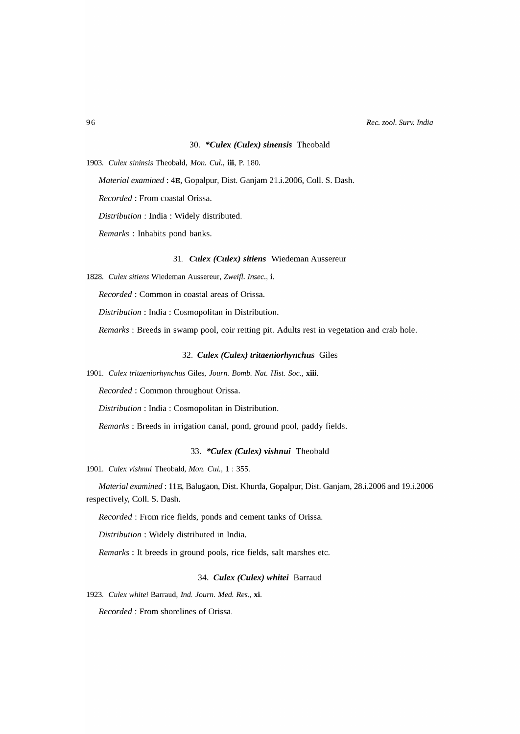### 30. ***Culex (Culex) sinensis*** Theobald

1903. *Culex sininsis* Theobald, *Mon. Cul.*, **iii**, P. 180.

*Material examined* : 4E, Gopalpur, Dist. Ganjam 21.i.2006, Coll. S. Dash.

*Recorded* : From coastal Orissa.

*Distribution* : India : Widely distributed.

*Remarks* : Inhabits pond banks.

### 31. ***Culex (Culex) sitiens*** Wiedeman Aussereur

1828. *Culex sitiens* Wiedeman Aussereur, *Zweifl. Insec.*, **i**.

*Recorded* : Common in coastal areas of Orissa.

*Distribution* : India : Cosmopolitan in Distribution.

*Remarks* : Breeds in swamp pool, coir retting pit. Adults rest in vegetation and crab hole.

### 32. ***Culex (Culex) tritaeniorhynchus*** Giles

1901. *Culex tritaeniorhynchus* Giles, *Journ. Bomb. Nat. Hist. Soc.*, **xiii**.

*Recorded* : Common throughout Orissa.

*Distribution* : India : Cosmopolitan in Distribution.

*Remarks* : Breeds in irrigation canal, pond, ground pool, paddy fields.

### 33. ***Culex (Culex) vishnui*** Theobald

1901. *Culex vishnui* Theobald, *Mon. Cul.*, **1** : 355.

*Material examined* : 11E, Balugaon, Dist. Khurda, Gopalpur, Dist. Ganjam, 28.i.2006 and 19.i.2006 respectively, Coll. S. Dash.

*Recorded* : From rice fields, ponds and cement tanks of Orissa.

*Distribution* : Widely distributed in India.

*Remarks* : It breeds in ground pools, rice fields, salt marshes etc.

### 34. ***Culex (Culex) whitei*** Barraud

1923. *Culex whitei* Barraud, *Ind. Journ. Med. Res.*, **xi**.

*Recorded* : From shorelines of Orissa.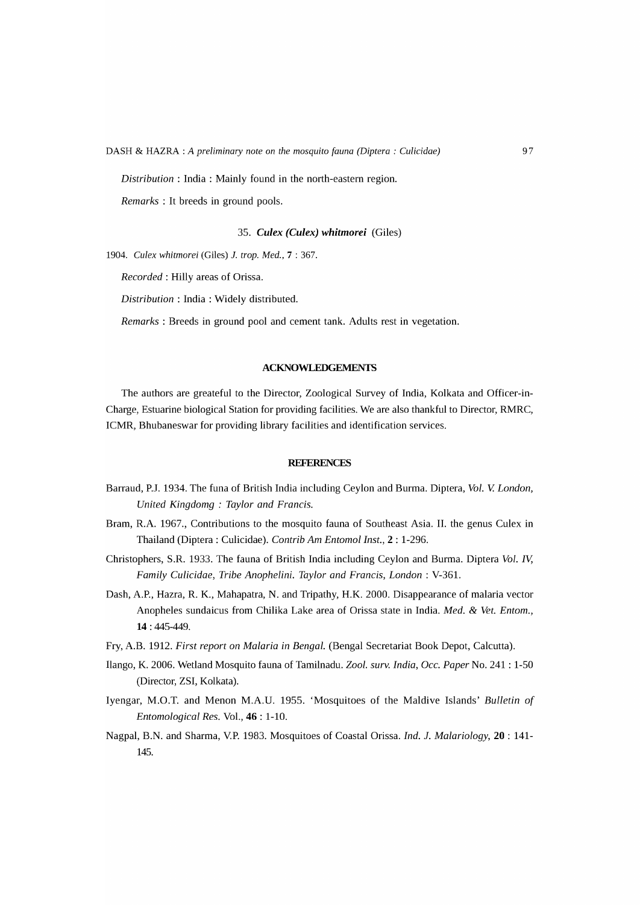*Distribution* : India : Mainly found in the north-eastern region.

*Remarks* : It breeds in ground pools.

### 35. *Culex (Culex) whitmorei* (Giles)

1904. *Culex whitmorei* (Giles) *J. trop. Med.*, **7** : 367.

*Recorded* : Hilly areas of Orissa.

*Distribution* : India : Widely distributed.

*Remarks* : Breeds in ground pool and cement tank. Adults rest in vegetation.

## ACKNOWLEDGEMENTS

The authors are greateful to the Director, Zoological Survey of India, Kolkata and Officer-in-Charge, Estuarine biological Station for providing facilities. We are also thankful to Director, RMRC, ICMR, Bhubaneswar for providing library facilities and identification services.

## REFERENCES

Barraud, P.J. 1934. The funa of British India including Ceylon and Burma. Diptera, *Vol. V. London, United Kingdomg : Taylor and Francis.*

Bram, R.A. 1967., Contributions to the mosquito fauna of Southeast Asia. II. the genus Culex in Thailand (Diptera : Culicidae). *Contrib Am Entomol Inst.*, **2** : 1-296.

Christophers, S.R. 1933. The fauna of British India including Ceylon and Burma. Diptera *Vol. IV, Family Culicidae, Tribe Anophelini. Taylor and Francis, London* : V-361.

Dash, A.P., Hazra, R. K., Mahapatra, N. and Tripathy, H.K. 2000. Disappearance of malaria vector Anopheles sundaicus from Chilika Lake area of Orissa state in India. *Med. & Vet. Entom.*, **14** : 445-449.

Fry, A.B. 1912. *First report on Malaria in Bengal.* (Bengal Secretariat Book Depot, Calcutta).

Ilango, K. 2006. Wetland Mosquito fauna of Tamilnadu. *Zool. surv. India, Occ. Paper* No. 241 : 1-50 (Director, ZSI, Kolkata).

Iyengar, M.O.T. and Menon M.A.U. 1955. 'Mosquitoes of the Maldive Islands' *Bulletin of Entomological Res.* Vol., **46** : 1-10.

Nagpal, B.N. and Sharma, V.P. 1983. Mosquitoes of Coastal Orissa. *Ind. J. Malariology*, **20** : 141-145.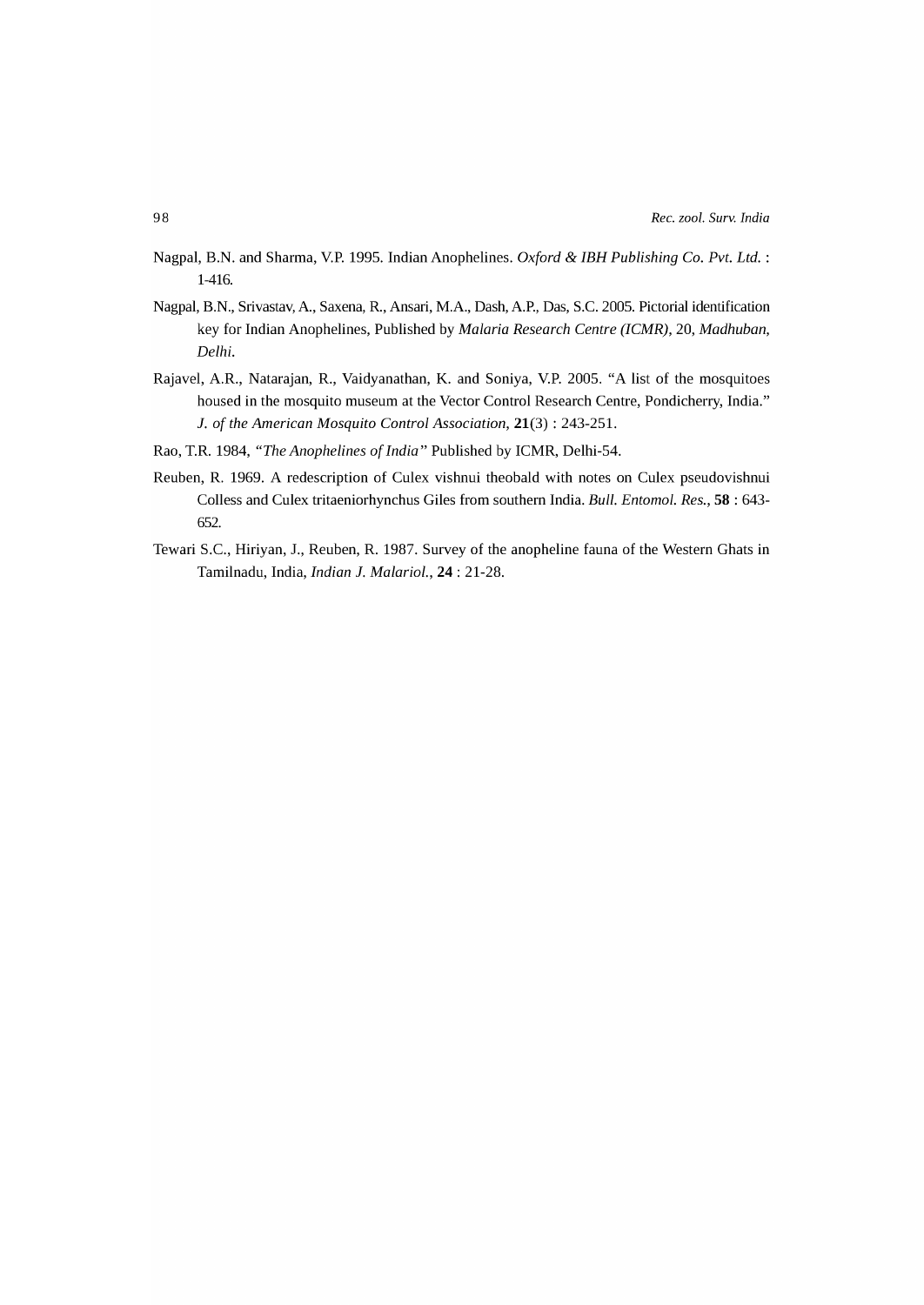Nagpal, B.N. and Sharma, V.P. 1995. Indian Anophelines. *Oxford & IBH Publishing Co. Pvt. Ltd.* : 1-416.

Nagpal, B.N., Srivastav, A., Saxena, R., Ansari, M.A., Dash, A.P., Das, S.C. 2005. Pictorial identification key for Indian Anophelines, Published by *Malaria Research Centre (ICMR)*, 20, *Madhuban, Delhi.*

Rajavel, A.R., Natarajan, R., Vaidyanathan, K. and Soniya, V.P. 2005. "A list of the mosquitoes housed in the mosquito museum at the Vector Control Research Centre, Pondicherry, India." *J. of the American Mosquito Control Association*, **21**(3) : 243-251.

Rao, T.R. 1984, *"The Anophelines of India"* Published by ICMR, Delhi-54.

Reuben, R. 1969. A redescription of Culex vishnui theobald with notes on Culex pseudovishnui Colless and Culex tritaeniorhynchus Giles from southern India. *Bull. Entomol. Res.*, **58** : 643-652.

Tewari S.C., Hiriyan, J., Reuben, R. 1987. Survey of the anopheline fauna of the Western Ghats in Tamilnadu, India, *Indian J. Malariol.*, **24** : 21-28.